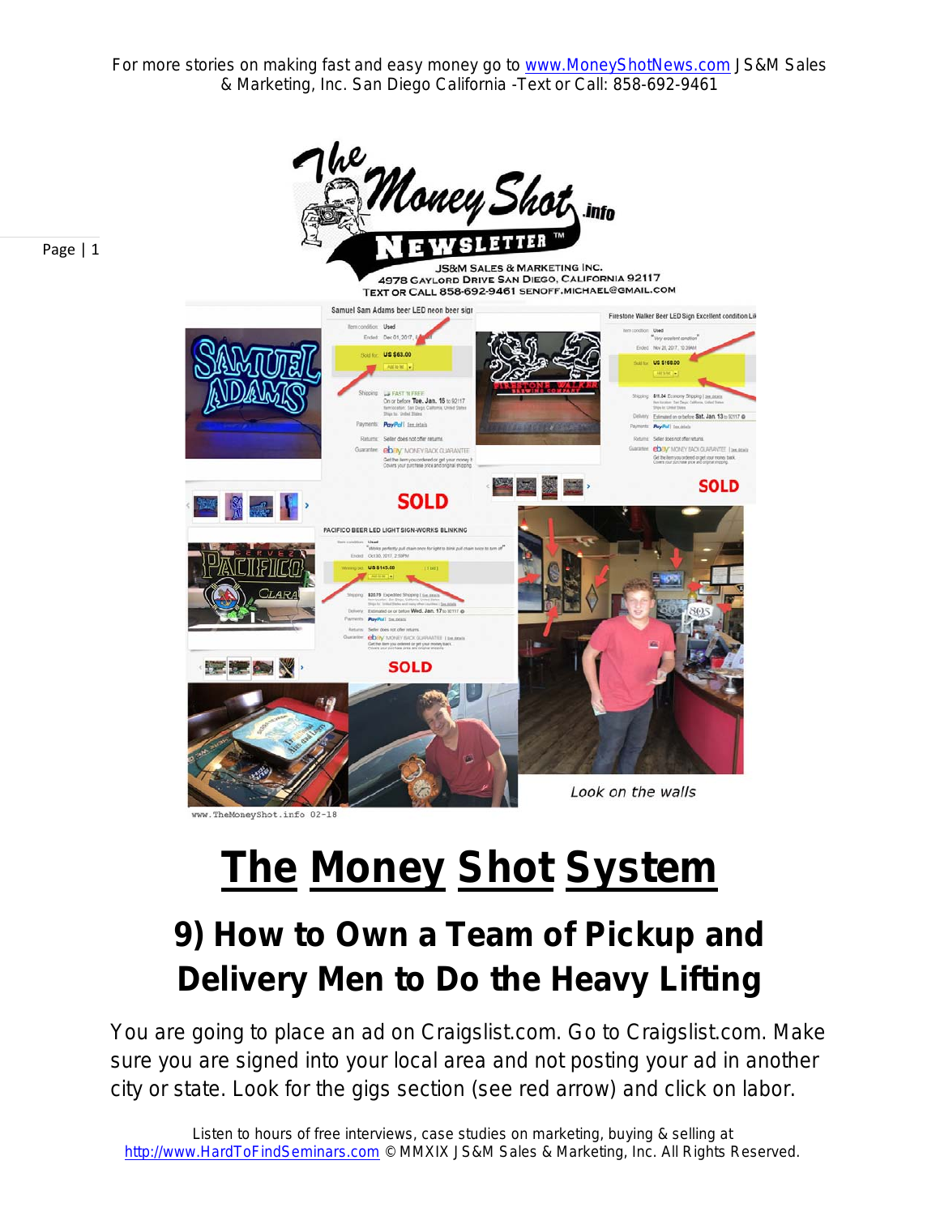# The Money Shot System

## 9) How to Own a Team of Pickup and Delivery Men to Do the Heavy Lifting

You are going to place an ad on Craigslist.com. Go to Craigslist.com. Make sure you are signed into your local area and not posting your ad in another city or state. Look for the gigs section (see red arrow) and click on labor.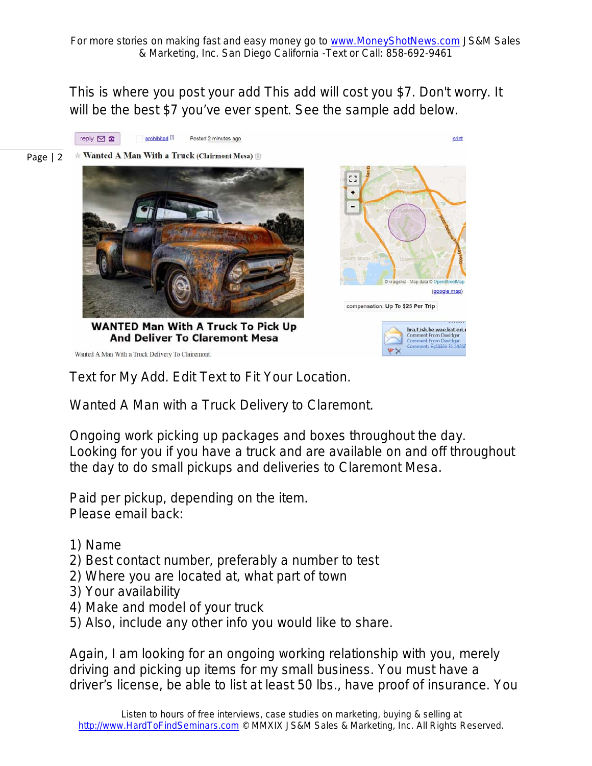This is where you post your add This add will cost you $7. Don't worry. It will be the best $7 you've ever spent. See the sample add below.

Text for My Add. Edit Text to Fit Your Location.

Wanted A Man with a Truck Delivery to Claremont.

Ongoing work picking up packages and boxes throughout the day. Looking for you if you have a truck and are available on and off throughout the day to do small pickups and deliveries to Claremont Mesa.

Paid per pickup, depending on the item.
Please email back:

1) Name
2) Best contact number, preferably a number to test
2) Where you are located at, what part of town
3) Your availability
4) Make and model of your truck
5) Also, include any other info you would like to share.

Again, I am looking for an ongoing working relationship with you, merely driving and picking up items for my small business. You must have a driver's license, be able to list at least 50 lbs., have proof of insurance. You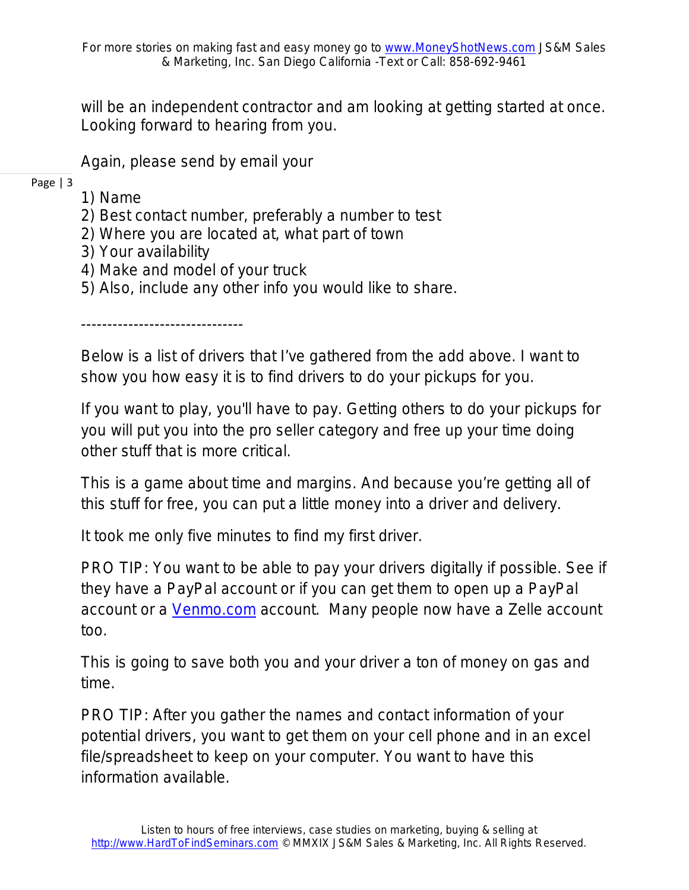will be an independent contractor and am looking at getting started at once. Looking forward to hearing from you.

Again, please send by email your

1) Name
2) Best contact number, preferably a number to test
2) Where you are located at, what part of town
3) Your availability
4) Make and model of your truck
5) Also, include any other info you would like to share.

-------------------------------

Below is a list of drivers that I've gathered from the add above. I want to show you how easy it is to find drivers to do your pickups for you.

If you want to play, you'll have to pay. Getting others to do your pickups for you will put you into the pro seller category and free up your time doing other stuff that is more critical.

This is a game about time and margins. And because you're getting all of this stuff for free, you can put a little money into a driver and delivery.

It took me only five minutes to find my first driver.

PRO TIP: You want to be able to pay your drivers digitally if possible. See if they have a PayPal account or if you can get them to open up a PayPal account or a [Venmo.com](http://Venmo.com) account. Many people now have a Zelle account too.

This is going to save both you and your driver a ton of money on gas and time.

PRO TIP: After you gather the names and contact information of your potential drivers, you want to get them on your cell phone and in an excel file/spreadsheet to keep on your computer. You want to have this information available.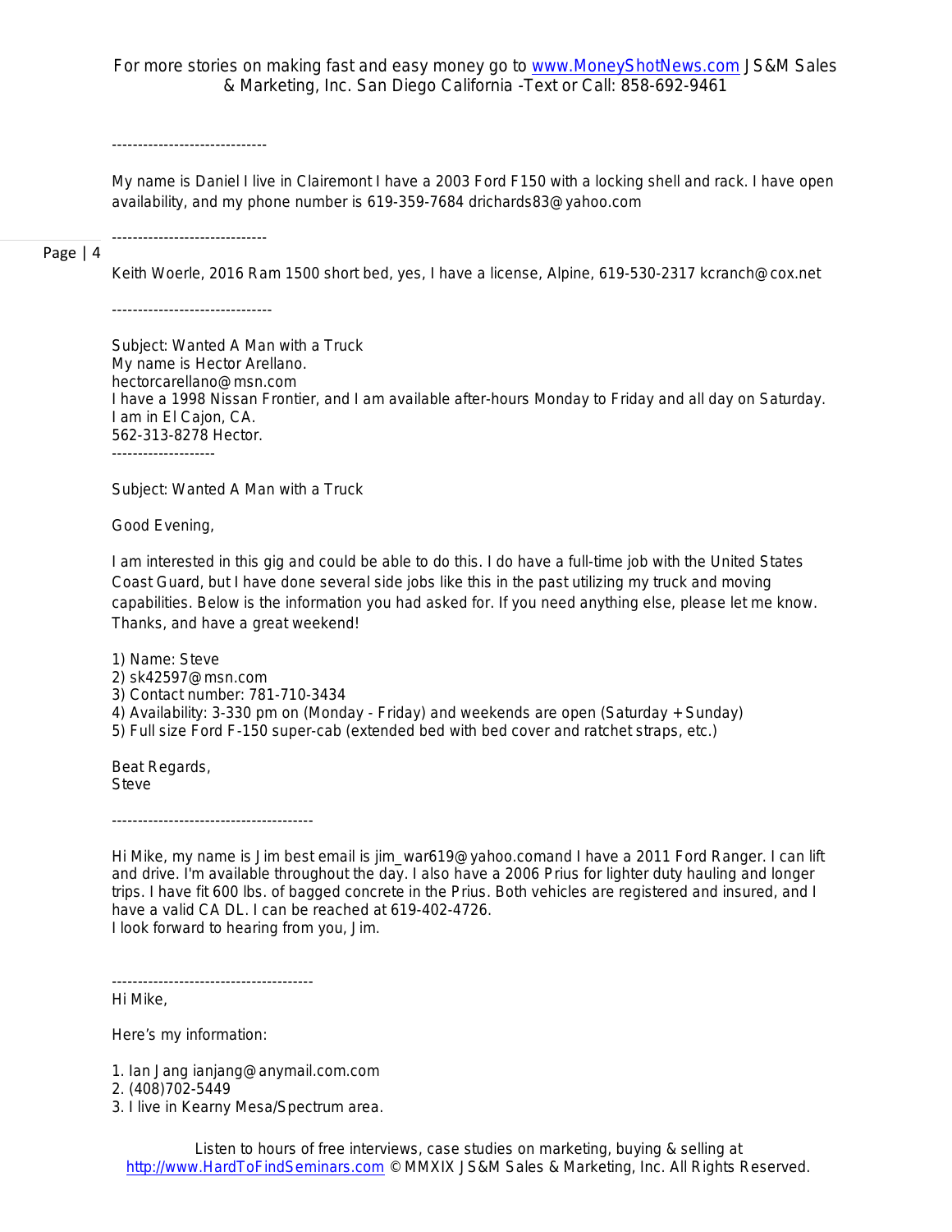------------------------------

My name is Daniel I live in Clairemont I have a 2003 Ford F150 with a locking shell and rack. I have open availability, and my phone number is 619-359-7684 drichards83@yahoo.com

------------------------------

Keith Woerle, 2016 Ram 1500 short bed, yes, I have a license, Alpine, 619-530-2317 kcranch@cox.net

-------------------------------

Subject: Wanted A Man with a Truck
My name is Hector Arellano.
hectorcarellano@msn.com
I have a 1998 Nissan Frontier, and I am available after-hours Monday to Friday and all day on Saturday.
I am in El Cajon, CA.
562-313-8278 Hector.
--------------------

Subject: Wanted A Man with a Truck

Good Evening,

I am interested in this gig and could be able to do this. I do have a full-time job with the United States Coast Guard, but I have done several side jobs like this in the past utilizing my truck and moving capabilities. Below is the information you had asked for. If you need anything else, please let me know. Thanks, and have a great weekend!

1) Name: Steve
2) sk42597@msn.com
3) Contact number: 781-710-3434
4) Availability: 3-330 pm on (Monday - Friday) and weekends are open (Saturday + Sunday)
5) Full size Ford F-150 super-cab (extended bed with bed cover and ratchet straps, etc.)

Beat Regards,
Steve

---------------------------------------

Hi Mike, my name is Jim best email is jim_war619@yahoo.comand I have a 2011 Ford Ranger. I can lift and drive. I'm available throughout the day. I also have a 2006 Prius for lighter duty hauling and longer trips. I have fit 600 lbs. of bagged concrete in the Prius. Both vehicles are registered and insured, and I have a valid CA DL. I can be reached at 619-402-4726.
I look forward to hearing from you, Jim.

---------------------------------------

Hi Mike,

Here's my information:

1. Ian Jang ianjang@anymail.com.com
2. (408)702-5449
3. I live in Kearny Mesa/Spectrum area.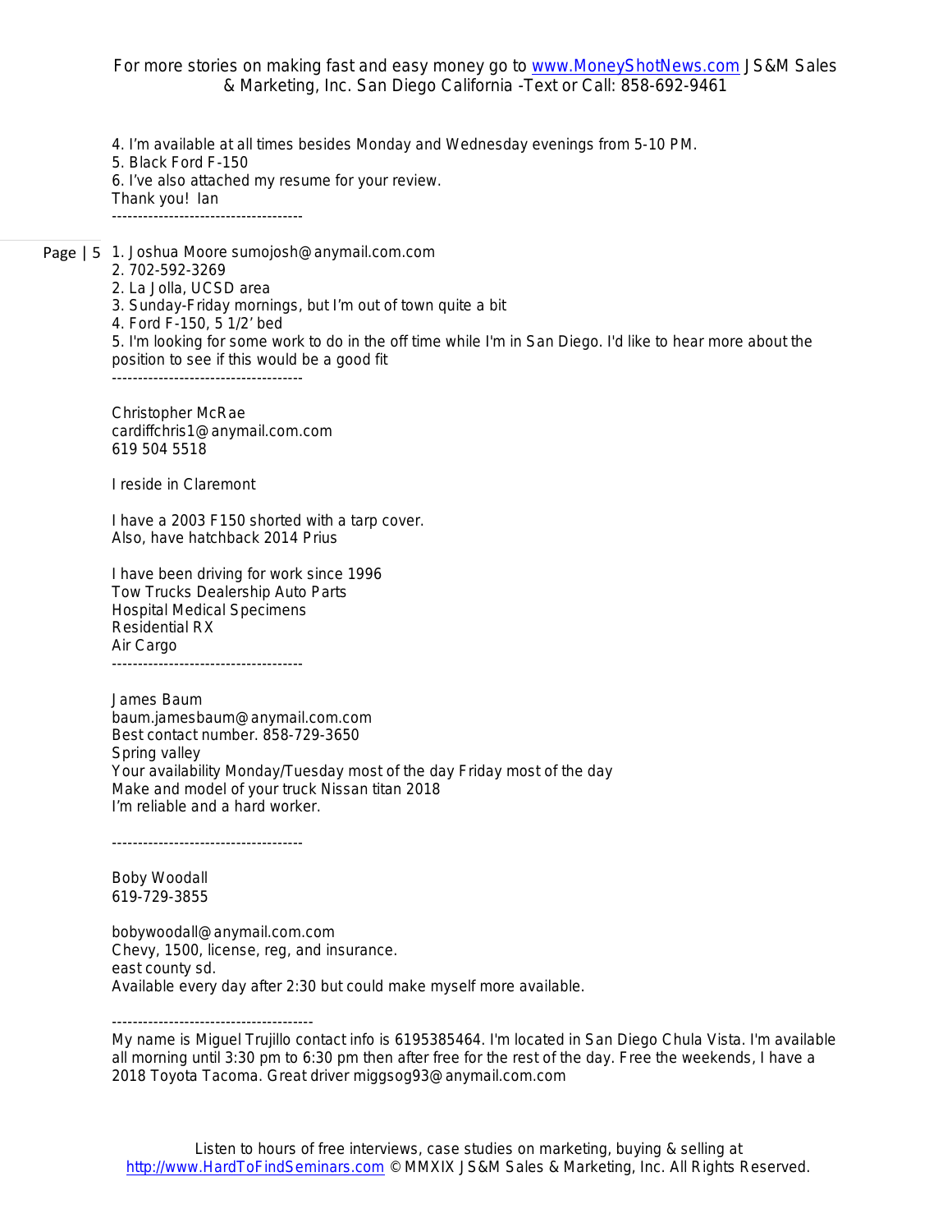4. I'm available at all times besides Monday and Wednesday evenings from 5-10 PM.
5. Black Ford F-150
6. I've also attached my resume for your review.
Thank you! Ian

-------------------------------------

1. Joshua Moore sumojosh@anymail.com.com
2. 702-592-3269
2. La Jolla, UCSD area
3. Sunday-Friday mornings, but I'm out of town quite a bit
4. Ford F-150, 5 1/2' bed
5. I'm looking for some work to do in the off time while I'm in San Diego. I'd like to hear more about the position to see if this would be a good fit

-------------------------------------

Christopher McRae
cardiffchris1@anymail.com.com
619 504 5518

I reside in Claremont

I have a 2003 F150 shorted with a tarp cover.
Also, have hatchback 2014 Prius

I have been driving for work since 1996
Tow Trucks Dealership Auto Parts
Hospital Medical Specimens
Residential RX
Air Cargo

-------------------------------------

James Baum
baum.jamesbaum@anymail.com.com
Best contact number. 858-729-3650
Spring valley
Your availability Monday/Tuesday most of the day Friday most of the day
Make and model of your truck Nissan titan 2018
I'm reliable and a hard worker.

-------------------------------------

Boby Woodall
619-729-3855

bobywoodall@anymail.com.com
Chevy, 1500, license, reg, and insurance.
east county sd.
Available every day after 2:30 but could make myself more available.

---------------------------------------

My name is Miguel Trujillo contact info is 6195385464. I'm located in San Diego Chula Vista. I'm available all morning until 3:30 pm to 6:30 pm then after free for the rest of the day. Free the weekends, I have a 2018 Toyota Tacoma. Great driver miggsog93@anymail.com.com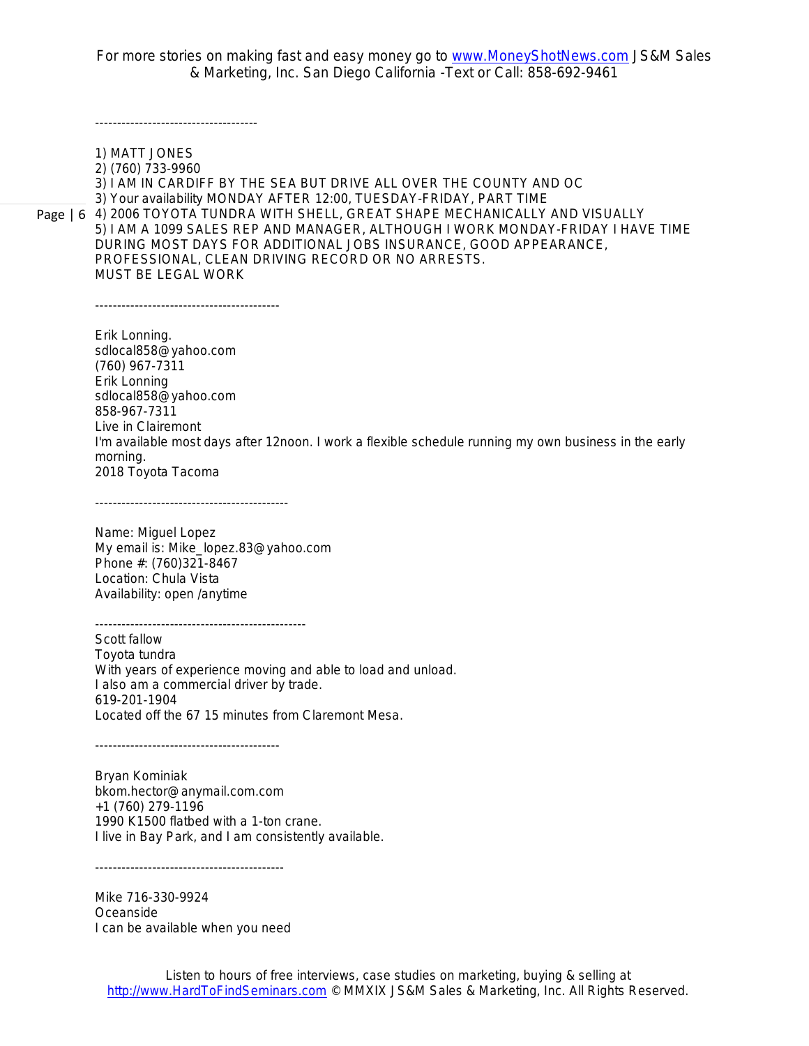------------------------------------

1) MATT JONES
2) (760) 733-9960
3) I AM IN CARDIFF BY THE SEA BUT DRIVE ALL OVER THE COUNTY AND OC
3) Your availability MONDAY AFTER 12:00, TUESDAY-FRIDAY, PART TIME
4) 2006 TOYOTA TUNDRA WITH SHELL, GREAT SHAPE MECHANICALLY AND VISUALLY
5) I AM A 1099 SALES REP AND MANAGER, ALTHOUGH I WORK MONDAY-FRIDAY I HAVE TIME DURING MOST DAYS FOR ADDITIONAL JOBS INSURANCE, GOOD APPEARANCE, PROFESSIONAL, CLEAN DRIVING RECORD OR NO ARRESTS.
MUST BE LEGAL WORK

-----------------------------------------

Erik Lonning.
sdlocal858@yahoo.com
(760) 967-7311
Erik Lonning
sdlocal858@yahoo.com
858-967-7311
Live in Clairemont
I'm available most days after 12noon. I work a flexible schedule running my own business in the early morning.
2018 Toyota Tacoma

-------------------------------------------

Name: Miguel Lopez
My email is: Mike_lopez.83@yahoo.com
Phone #: (760)321-8467
Location: Chula Vista
Availability: open /anytime

-----------------------------------------------
Scott fallow
Toyota tundra
With years of experience moving and able to load and unload.
I also am a commercial driver by trade.
619-201-1904
Located off the 67 15 minutes from Claremont Mesa.

-----------------------------------------

Bryan Kominiak
bkom.hector@anymail.com.com
+1 (760) 279-1196
1990 K1500 flatbed with a 1-ton crane.
I live in Bay Park, and I am consistently available.

------------------------------------------

Mike 716-330-9924
Oceanside
I can be available when you need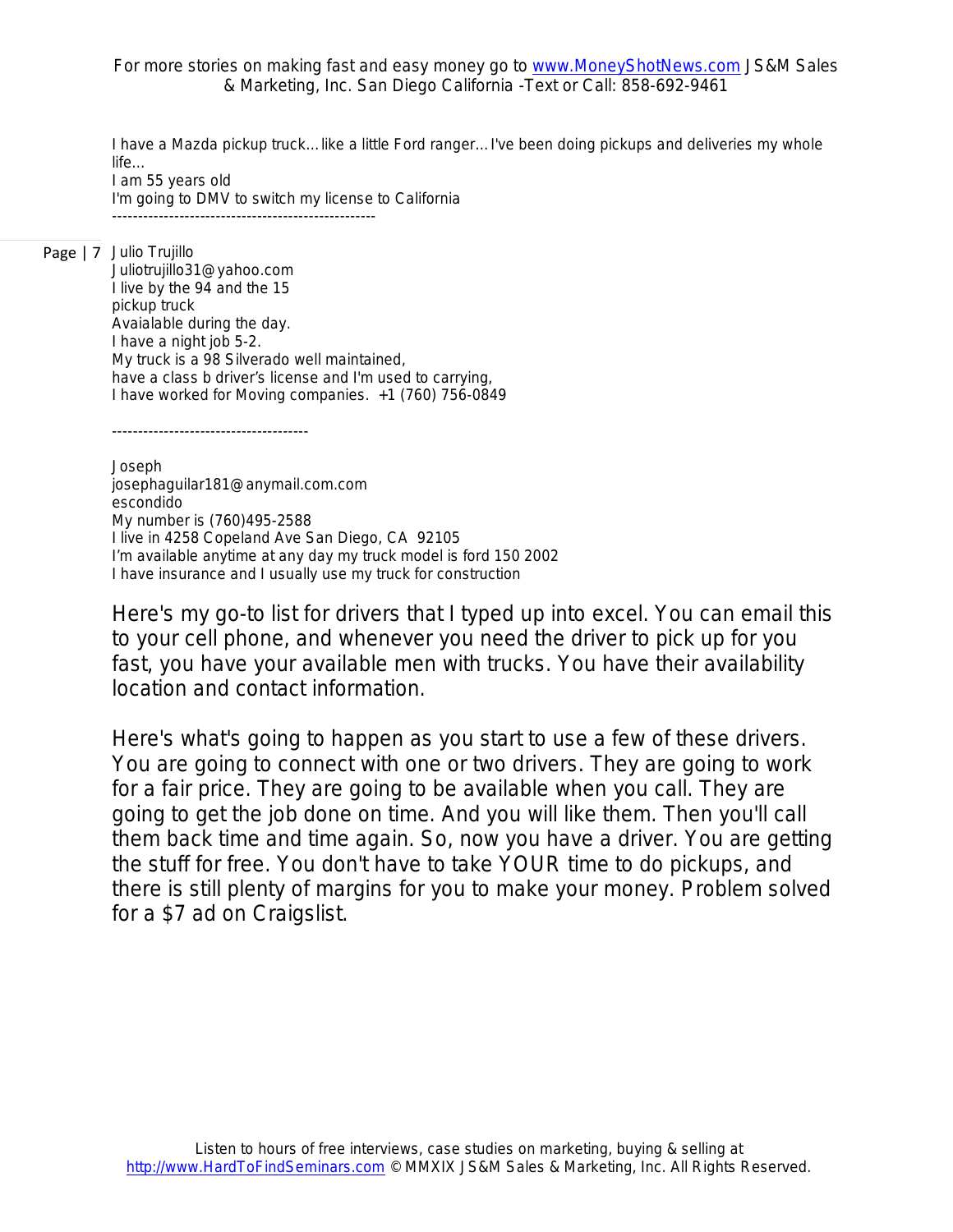I have a Mazda pickup truck… like a little Ford ranger… I've been doing pickups and deliveries my whole life…
I am 55 years old
I'm going to DMV to switch my license to California
---------------------------------------------------

Julio Trujillo
Juliotrujillo31@yahoo.com
I live by the 94 and the 15
pickup truck
Avaialable during the day.
I have a night job 5-2.
My truck is a 98 Silverado well maintained,
have a class b driver's license and I'm used to carrying,
I have worked for Moving companies. +1 (760) 756-0849

--------------------------------------

Joseph
josephaguilar181@anymail.com.com
escondido
My number is (760)495-2588
I live in 4258 Copeland Ave San Diego, CA 92105
I'm available anytime at any day my truck model is ford 150 2002
I have insurance and I usually use my truck for construction

Here's my go-to list for drivers that I typed up into excel. You can email this to your cell phone, and whenever you need the driver to pick up for you fast, you have your available men with trucks. You have their availability location and contact information.

Here's what's going to happen as you start to use a few of these drivers. You are going to connect with one or two drivers. They are going to work for a fair price. They are going to be available when you call. They are going to get the job done on time. And you will like them. Then you'll call them back time and time again. So, now you have a driver. You are getting the stuff for free. You don't have to take YOUR time to do pickups, and there is still plenty of margins for you to make your money. Problem solved for a $7 ad on Craigslist.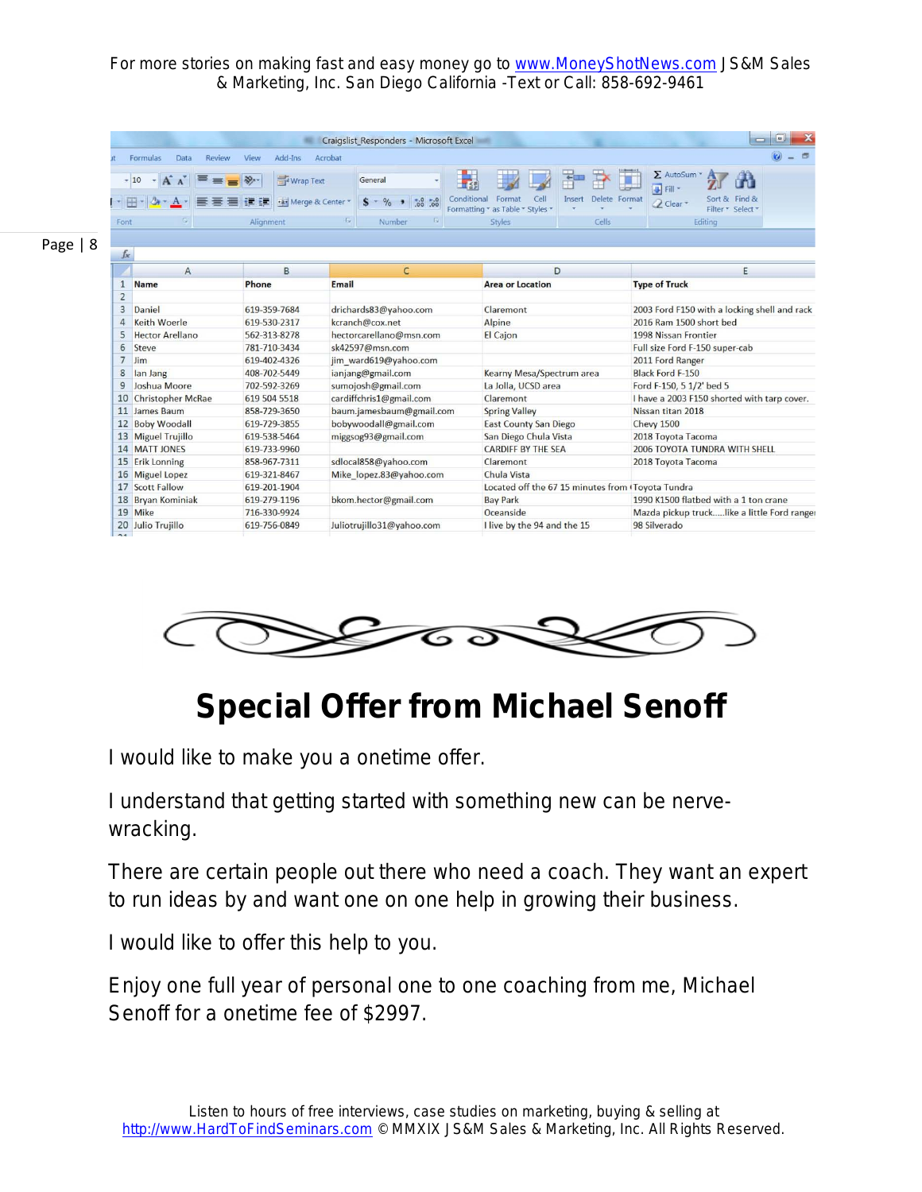| Name | Phone | Email | Area or Location | Type of Truck |
|---|---|---|---|---|
| Daniel | 619-359-7684 | drichards83@yahoo.com | Claremont | 2003 Ford F150 with a locking shell and rack |
| Keith Woerle | 619-530-2317 | kcranch@cox.net | Alpine | 2016 Ram 1500 short bed |
| Hector Arellano | 562-313-8278 | hectorcarellano@msn.com | El Cajon | 1998 Nissan Frontier |
| Steve | 781-710-3434 | sk42597@msn.com | | Full size Ford F-150 super-cab |
| Jim | 619-402-4326 | jim_ward619@yahoo.com | | 2011 Ford Ranger |
| Ian Jang | 408-702-5449 | ianjang@gmail.com | Kearny Mesa/Spectrum area | Black Ford F-150 |
| Joshua Moore | 702-592-3269 | sumojosh@gmail.com | La Jolla, UCSD area | Ford F-150, 5 1/2' bed 5 |
| Christopher McRae | 619 504 5518 | cardiffchris1@gmail.com | Claremont | I have a 2003 F150 shorted with tarp cover. |
| James Baum | 858-729-3650 | baum.jamesbaum@gmail.com | Spring Valley | Nissan titan 2018 |
| Boby Woodall | 619-729-3855 | bobywoodall@gmail.com | East County San Diego | Chevy 1500 |
| Miguel Trujillo | 619-538-5464 | miggsog93@gmail.com | San Diego Chula Vista | 2018 Toyota Tacoma |
| MATT JONES | 619-733-9960 | | CARDIFF BY THE SEA | 2006 TOYOTA TUNDRA WITH SHELL |
| Erik Lonning | 858-967-7311 | sdlocal858@yahoo.com | Claremont | 2018 Toyota Tacoma |
| Miguel Lopez | 619-321-8467 | Mike_lopez.83@yahoo.com | Chula Vista | |
| Scott Fallow | 619-201-1904 | | Located off the 67 15 minutes from | Toyota Tundra |
| Bryan Kominiak | 619-279-1196 | bkom.hector@gmail.com | Bay Park | 1990 K1500 flatbed with a 1 ton crane |
| Mike | 716-330-9924 | | Oceanside | Mazda pickup truck.....like a little Ford ranger |
| Julio Trujillo | 619-756-0849 | Juliotrujillo31@yahoo.com | I live by the 94 and the 15 | 98 Silverado |

# Special Offer from Michael Senoff

I would like to make you a onetime offer.

I understand that getting started with something new can be nerve-wracking.

There are certain people out there who need a coach. They want an expert to run ideas by and want one on one help in growing their business.

I would like to offer this help to you.

Enjoy one full year of personal one to one coaching from me, Michael Senoff for a onetime fee of $2997.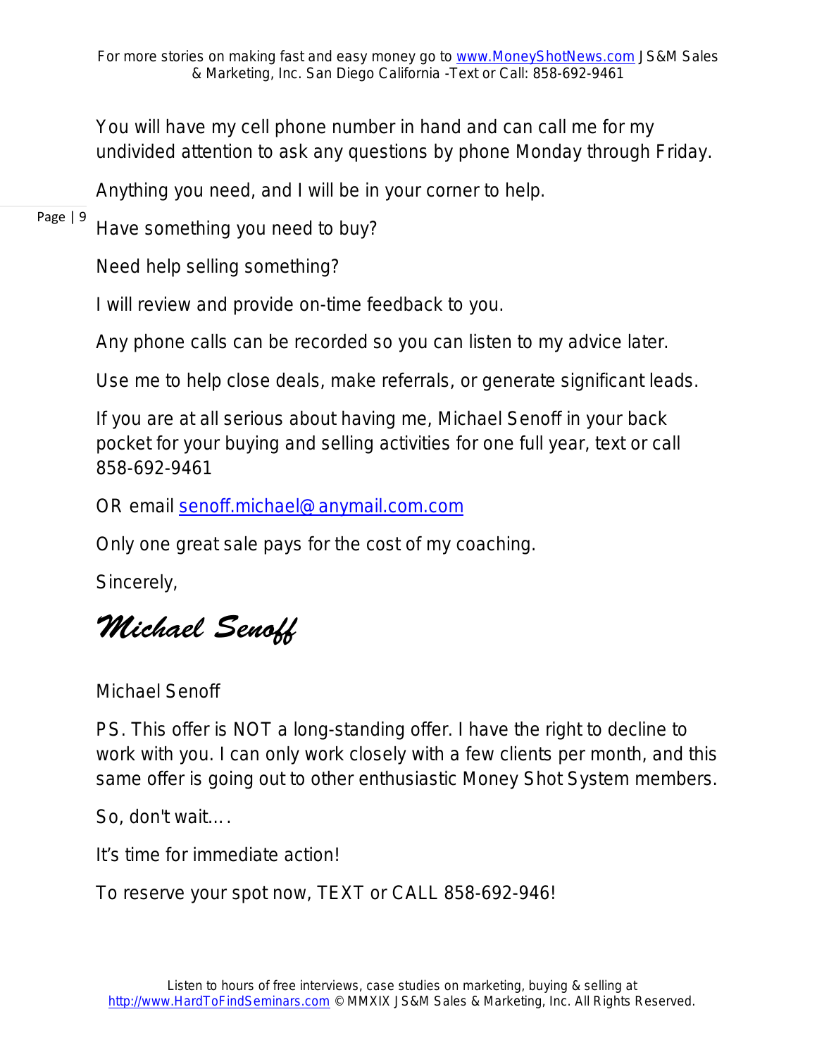You will have my cell phone number in hand and can call me for my undivided attention to ask any questions by phone Monday through Friday.

Anything you need, and I will be in your corner to help.

Have something you need to buy?

Need help selling something?

I will review and provide on-time feedback to you.

Any phone calls can be recorded so you can listen to my advice later.

Use me to help close deals, make referrals, or generate significant leads.

If you are at all serious about having me, Michael Senoff in your back pocket for your buying and selling activities for one full year, text or call 858-692-9461

OR email [senoff.michael@anymail.com.com](mailto:senoff.michael@anymail.com.com)

Only one great sale pays for the cost of my coaching.

Sincerely,

*Michael Senoff*

Michael Senoff

PS. This offer is NOT a long-standing offer. I have the right to decline to work with you. I can only work closely with a few clients per month, and this same offer is going out to other enthusiastic Money Shot System members.

So, don't wait….

It's time for immediate action!

To reserve your spot now, TEXT or CALL 858-692-946!